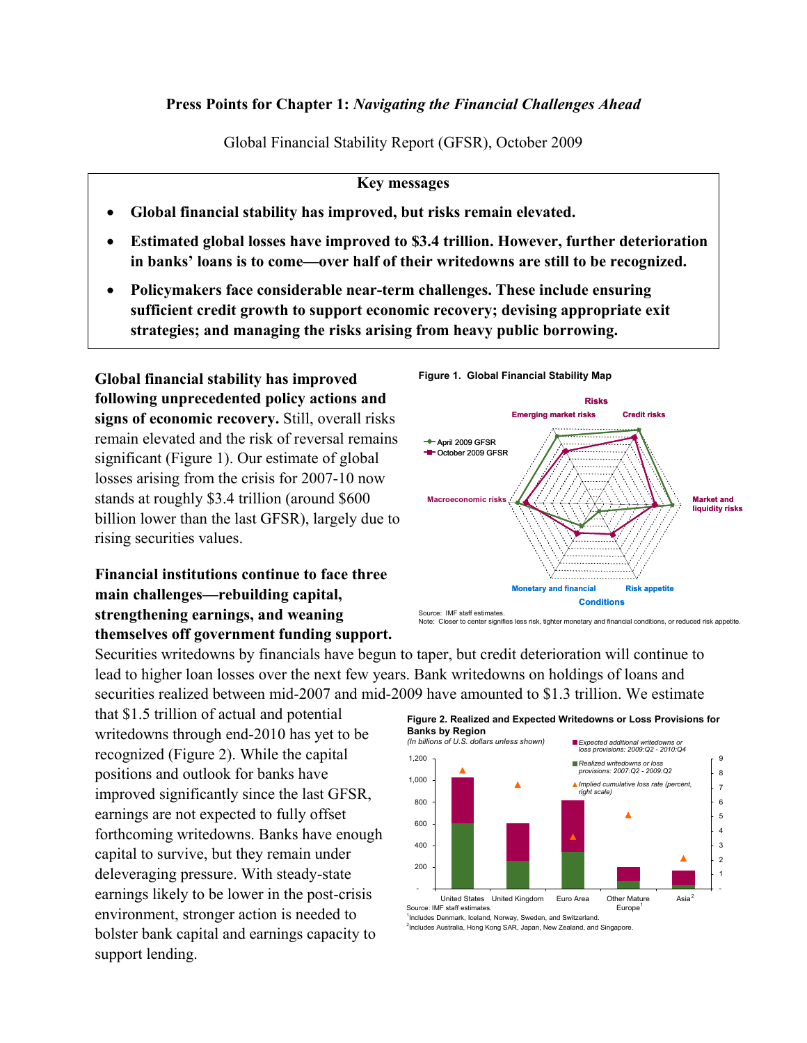**Press Points for Chapter 1:** ***Navigating the Financial Challenges Ahead***

Global Financial Stability Report (GFSR), October 2009

**Key messages**

- **Global financial stability has improved, but risks remain elevated.**
- **Estimated global losses have improved to $3.4 trillion. However, further deterioration in banks' loans is to come—over half of their writedowns are still to be recognized.**
- **Policymakers face considerable near-term challenges. These include ensuring sufficient credit growth to support economic recovery; devising appropriate exit strategies; and managing the risks arising from heavy public borrowing.**

**Global financial stability has improved following unprecedented policy actions and signs of economic recovery.** Still, overall risks remain elevated and the risk of reversal remains significant (Figure 1). Our estimate of global losses arising from the crisis for 2007-10 now stands at roughly $3.4 trillion (around $600 billion lower than the last GFSR), largely due to rising securities values.

**Figure 1. Global Financial Stability Map**

Source: IMF staff estimates.
Note: Closer to center signifies less risk, tighter monetary and financial conditions, or reduced risk appetite.

**Financial institutions continue to face three main challenges—rebuilding capital, strengthening earnings, and weaning themselves off government funding support.** Securities writedowns by financials have begun to taper, but credit deterioration will continue to lead to higher loan losses over the next few years. Bank writedowns on holdings of loans and securities realized between mid-2007 and mid-2009 have amounted to $1.3 trillion. We estimate that $1.5 trillion of actual and potential writedowns through end-2010 has yet to be recognized (Figure 2). While the capital positions and outlook for banks have improved significantly since the last GFSR, earnings are not expected to fully offset forthcoming writedowns. Banks have enough capital to survive, but they remain under deleveraging pressure. With steady-state earnings likely to be lower in the post-crisis environment, stronger action is needed to bolster bank capital and earnings capacity to support lending.

**Figure 2. Realized and Expected Writedowns or Loss Provisions for Banks by Region**
*(In billions of U.S. dollars unless shown)*

Source: IMF staff estimates.
[1]Includes Denmark, Iceland, Norway, Sweden, and Switzerland.
[2]Includes Australia, Hong Kong SAR, Japan, New Zealand, and Singapore.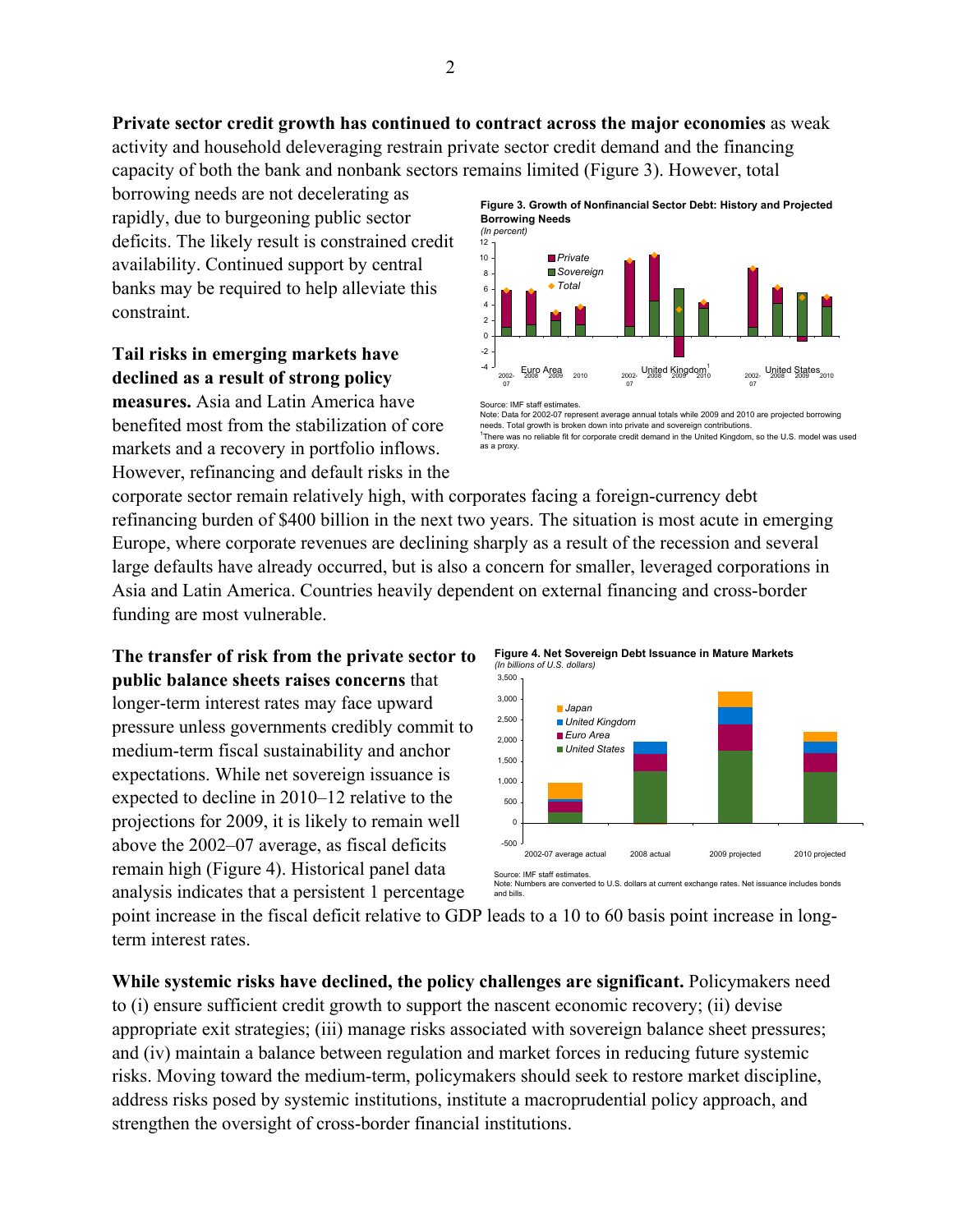**Private sector credit growth has continued to contract across the major economies** as weak activity and household deleveraging restrain private sector credit demand and the financing capacity of both the bank and nonbank sectors remains limited (Figure 3). However, total borrowing needs are not decelerating as rapidly, due to burgeoning public sector deficits. The likely result is constrained credit availability. Continued support by central banks may be required to help alleviate this constraint.

**Figure 3. Growth of Nonfinancial Sector Debt: History and Projected Borrowing Needs**
*(In percent)*

Source: IMF staff estimates.
Note: Data for 2002-07 represent average annual totals while 2009 and 2010 are projected borrowing needs. Total growth is broken down into private and sovereign contributions.
[1]There was no reliable fit for corporate credit demand in the United Kingdom, so the U.S. model was used as a proxy.

**Tail risks in emerging markets have declined as a result of strong policy measures.** Asia and Latin America have benefited most from the stabilization of core markets and a recovery in portfolio inflows. However, refinancing and default risks in the corporate sector remain relatively high, with corporates facing a foreign-currency debt refinancing burden of $400 billion in the next two years. The situation is most acute in emerging Europe, where corporate revenues are declining sharply as a result of the recession and several large defaults have already occurred, but is also a concern for smaller, leveraged corporations in Asia and Latin America. Countries heavily dependent on external financing and cross-border funding are most vulnerable.

**The transfer of risk from the private sector to public balance sheets raises concerns** that longer-term interest rates may face upward pressure unless governments credibly commit to medium-term fiscal sustainability and anchor expectations. While net sovereign issuance is expected to decline in 2010–12 relative to the projections for 2009, it is likely to remain well above the 2002–07 average, as fiscal deficits remain high (Figure 4). Historical panel data analysis indicates that a persistent 1 percentage point increase in the fiscal deficit relative to GDP leads to a 10 to 60 basis point increase in long-term interest rates.

**Figure 4. Net Sovereign Debt Issuance in Mature Markets**
*(In billions of U.S. dollars)*

Source: IMF staff estimates.
Note: Numbers are converted to U.S. dollars at current exchange rates. Net issuance includes bonds and bills.

**While systemic risks have declined, the policy challenges are significant.** Policymakers need to (i) ensure sufficient credit growth to support the nascent economic recovery; (ii) devise appropriate exit strategies; (iii) manage risks associated with sovereign balance sheet pressures; and (iv) maintain a balance between regulation and market forces in reducing future systemic risks. Moving toward the medium-term, policymakers should seek to restore market discipline, address risks posed by systemic institutions, institute a macroprudential policy approach, and strengthen the oversight of cross-border financial institutions.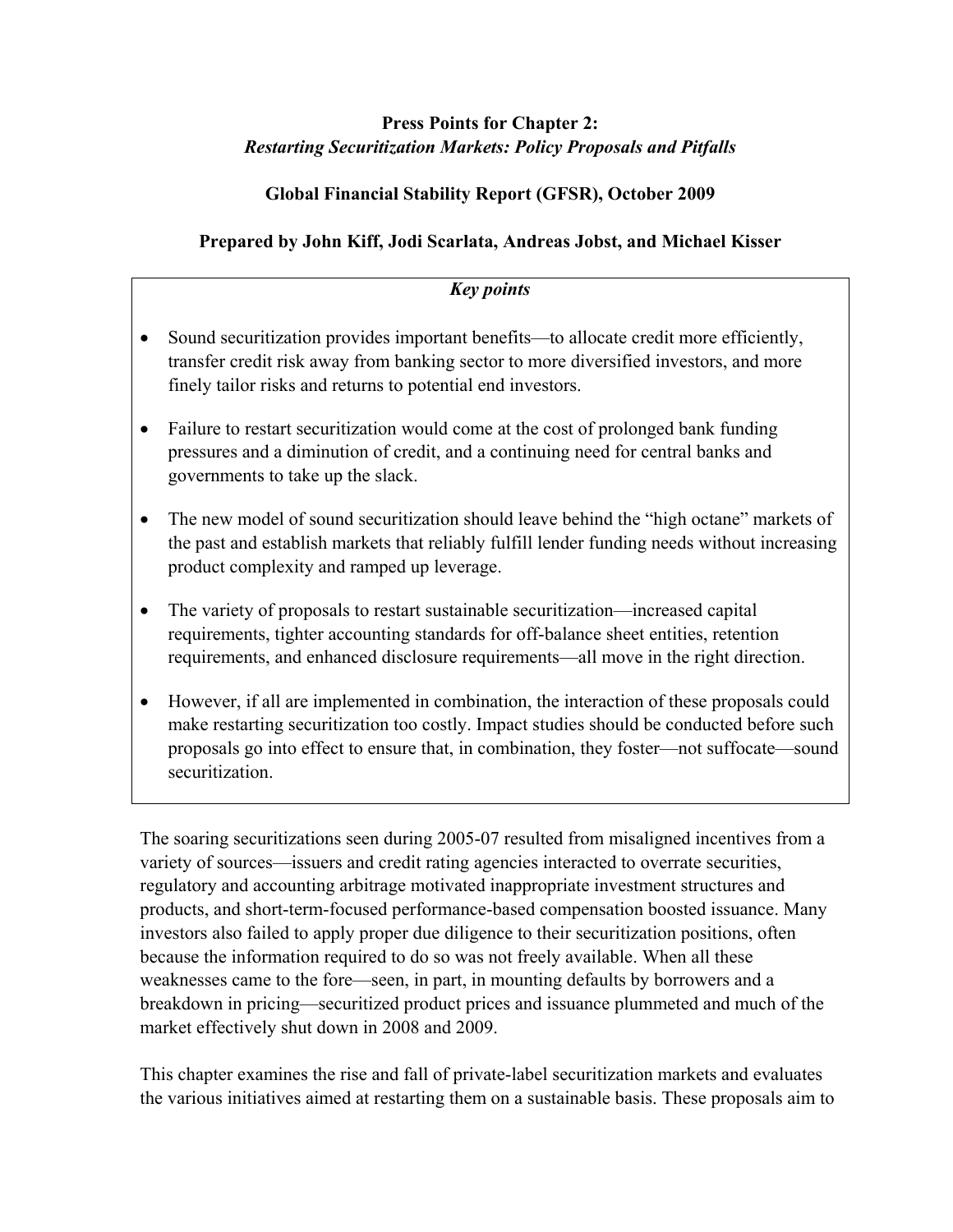**Press Points for Chapter 2:**
***Restarting Securitization Markets: Policy Proposals and Pitfalls***

**Global Financial Stability Report (GFSR), October 2009**

**Prepared by John Kiff, Jodi Scarlata, Andreas Jobst, and Michael Kisser**

***Key points***

- Sound securitization provides important benefits—to allocate credit more efficiently, transfer credit risk away from banking sector to more diversified investors, and more finely tailor risks and returns to potential end investors.
- Failure to restart securitization would come at the cost of prolonged bank funding pressures and a diminution of credit, and a continuing need for central banks and governments to take up the slack.
- The new model of sound securitization should leave behind the "high octane" markets of the past and establish markets that reliably fulfill lender funding needs without increasing product complexity and ramped up leverage.
- The variety of proposals to restart sustainable securitization—increased capital requirements, tighter accounting standards for off-balance sheet entities, retention requirements, and enhanced disclosure requirements—all move in the right direction.
- However, if all are implemented in combination, the interaction of these proposals could make restarting securitization too costly. Impact studies should be conducted before such proposals go into effect to ensure that, in combination, they foster—not suffocate—sound securitization.

The soaring securitizations seen during 2005-07 resulted from misaligned incentives from a variety of sources—issuers and credit rating agencies interacted to overrate securities, regulatory and accounting arbitrage motivated inappropriate investment structures and products, and short-term-focused performance-based compensation boosted issuance. Many investors also failed to apply proper due diligence to their securitization positions, often because the information required to do so was not freely available. When all these weaknesses came to the fore—seen, in part, in mounting defaults by borrowers and a breakdown in pricing—securitized product prices and issuance plummeted and much of the market effectively shut down in 2008 and 2009.

This chapter examines the rise and fall of private-label securitization markets and evaluates the various initiatives aimed at restarting them on a sustainable basis. These proposals aim to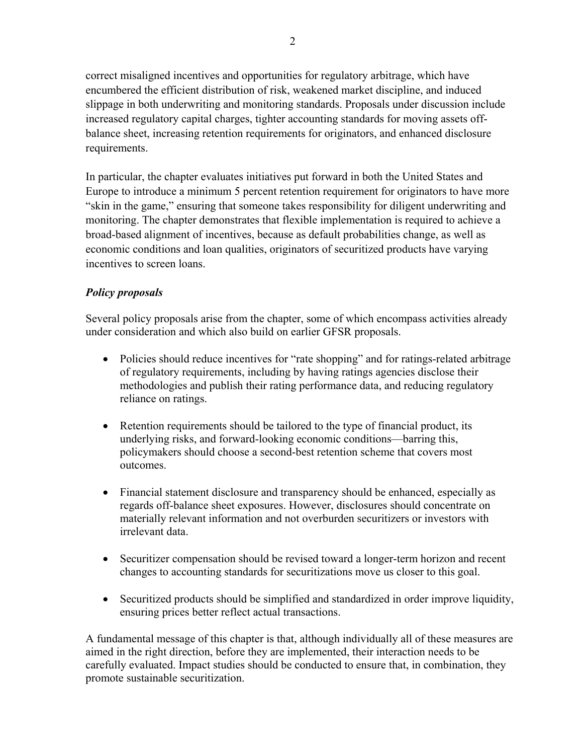correct misaligned incentives and opportunities for regulatory arbitrage, which have encumbered the efficient distribution of risk, weakened market discipline, and induced slippage in both underwriting and monitoring standards. Proposals under discussion include increased regulatory capital charges, tighter accounting standards for moving assets off-balance sheet, increasing retention requirements for originators, and enhanced disclosure requirements.

In particular, the chapter evaluates initiatives put forward in both the United States and Europe to introduce a minimum 5 percent retention requirement for originators to have more "skin in the game," ensuring that someone takes responsibility for diligent underwriting and monitoring. The chapter demonstrates that flexible implementation is required to achieve a broad-based alignment of incentives, because as default probabilities change, as well as economic conditions and loan qualities, originators of securitized products have varying incentives to screen loans.

***Policy proposals***

Several policy proposals arise from the chapter, some of which encompass activities already under consideration and which also build on earlier GFSR proposals.

- Policies should reduce incentives for "rate shopping" and for ratings-related arbitrage of regulatory requirements, including by having ratings agencies disclose their methodologies and publish their rating performance data, and reducing regulatory reliance on ratings.

- Retention requirements should be tailored to the type of financial product, its underlying risks, and forward-looking economic conditions—barring this, policymakers should choose a second-best retention scheme that covers most outcomes.

- Financial statement disclosure and transparency should be enhanced, especially as regards off-balance sheet exposures. However, disclosures should concentrate on materially relevant information and not overburden securitizers or investors with irrelevant data.

- Securitizer compensation should be revised toward a longer-term horizon and recent changes to accounting standards for securitizations move us closer to this goal.

- Securitized products should be simplified and standardized in order improve liquidity, ensuring prices better reflect actual transactions.

A fundamental message of this chapter is that, although individually all of these measures are aimed in the right direction, before they are implemented, their interaction needs to be carefully evaluated. Impact studies should be conducted to ensure that, in combination, they promote sustainable securitization.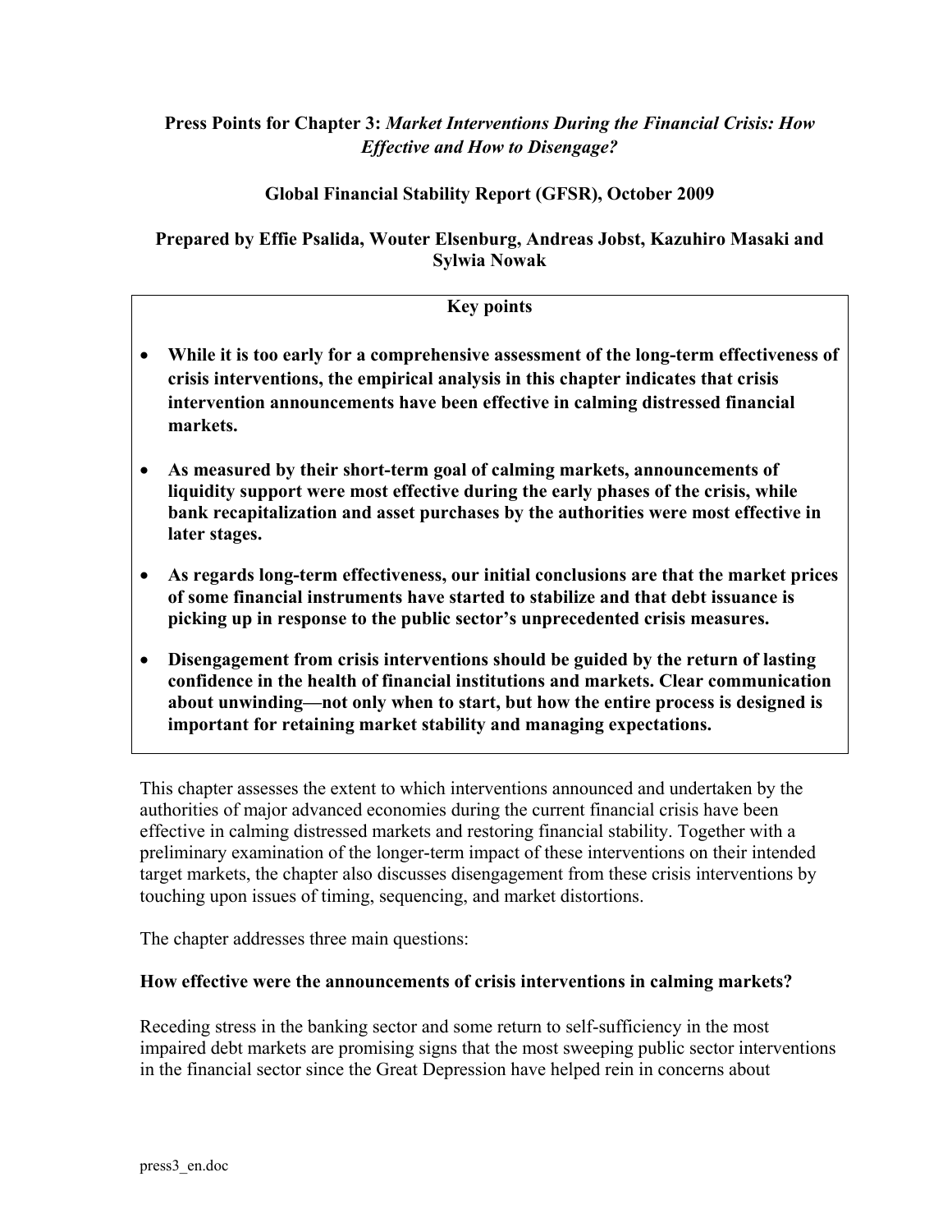**Press Points for Chapter 3:** ***Market Interventions During the Financial Crisis: How Effective and How to Disengage?***

**Global Financial Stability Report (GFSR), October 2009**

**Prepared by Effie Psalida, Wouter Elsenburg, Andreas Jobst, Kazuhiro Masaki and Sylwia Nowak**

**Key points**

- **While it is too early for a comprehensive assessment of the long-term effectiveness of crisis interventions, the empirical analysis in this chapter indicates that crisis intervention announcements have been effective in calming distressed financial markets.**
- **As measured by their short-term goal of calming markets, announcements of liquidity support were most effective during the early phases of the crisis, while bank recapitalization and asset purchases by the authorities were most effective in later stages.**
- **As regards long-term effectiveness, our initial conclusions are that the market prices of some financial instruments have started to stabilize and that debt issuance is picking up in response to the public sector's unprecedented crisis measures.**
- **Disengagement from crisis interventions should be guided by the return of lasting confidence in the health of financial institutions and markets. Clear communication about unwinding—not only when to start, but how the entire process is designed is important for retaining market stability and managing expectations.**

This chapter assesses the extent to which interventions announced and undertaken by the authorities of major advanced economies during the current financial crisis have been effective in calming distressed markets and restoring financial stability. Together with a preliminary examination of the longer-term impact of these interventions on their intended target markets, the chapter also discusses disengagement from these crisis interventions by touching upon issues of timing, sequencing, and market distortions.

The chapter addresses three main questions:

**How effective were the announcements of crisis interventions in calming markets?**

Receding stress in the banking sector and some return to self-sufficiency in the most impaired debt markets are promising signs that the most sweeping public sector interventions in the financial sector since the Great Depression have helped rein in concerns about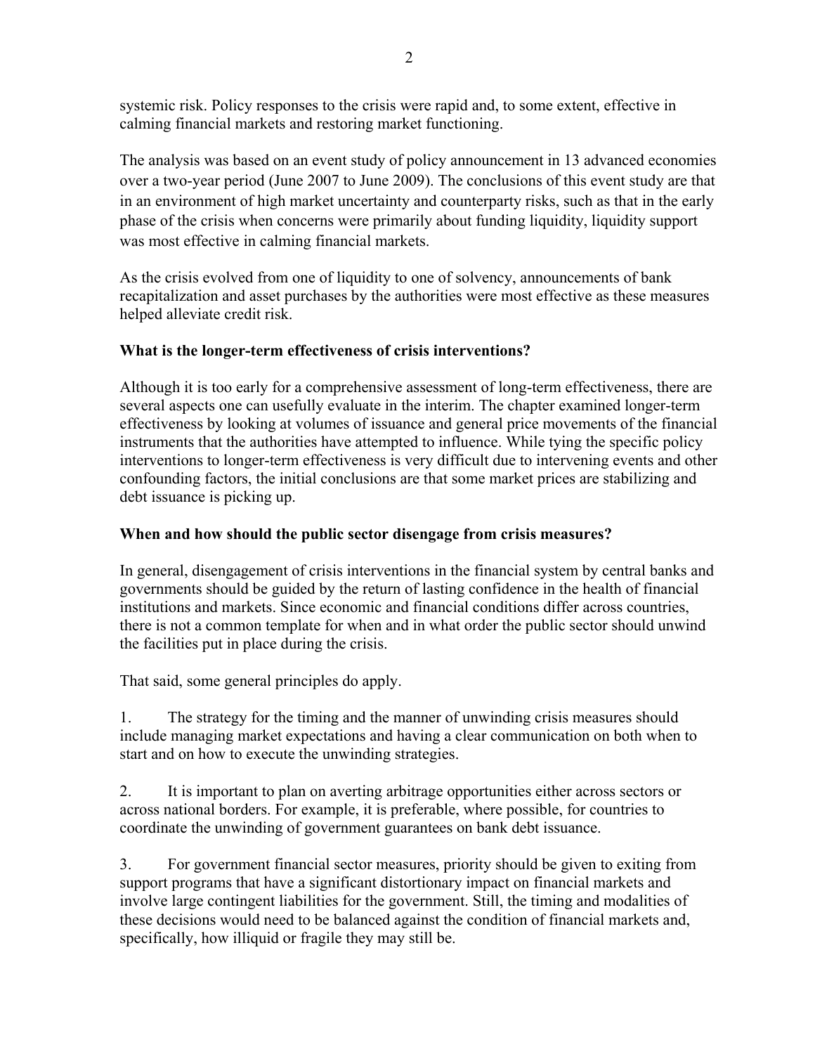systemic risk. Policy responses to the crisis were rapid and, to some extent, effective in calming financial markets and restoring market functioning.

The analysis was based on an event study of policy announcement in 13 advanced economies over a two-year period (June 2007 to June 2009). The conclusions of this event study are that in an environment of high market uncertainty and counterparty risks, such as that in the early phase of the crisis when concerns were primarily about funding liquidity, liquidity support was most effective in calming financial markets.

As the crisis evolved from one of liquidity to one of solvency, announcements of bank recapitalization and asset purchases by the authorities were most effective as these measures helped alleviate credit risk.

**What is the longer-term effectiveness of crisis interventions?**

Although it is too early for a comprehensive assessment of long-term effectiveness, there are several aspects one can usefully evaluate in the interim. The chapter examined longer-term effectiveness by looking at volumes of issuance and general price movements of the financial instruments that the authorities have attempted to influence. While tying the specific policy interventions to longer-term effectiveness is very difficult due to intervening events and other confounding factors, the initial conclusions are that some market prices are stabilizing and debt issuance is picking up.

**When and how should the public sector disengage from crisis measures?**

In general, disengagement of crisis interventions in the financial system by central banks and governments should be guided by the return of lasting confidence in the health of financial institutions and markets. Since economic and financial conditions differ across countries, there is not a common template for when and in what order the public sector should unwind the facilities put in place during the crisis.

That said, some general principles do apply.

1. The strategy for the timing and the manner of unwinding crisis measures should include managing market expectations and having a clear communication on both when to start and on how to execute the unwinding strategies.

2. It is important to plan on averting arbitrage opportunities either across sectors or across national borders. For example, it is preferable, where possible, for countries to coordinate the unwinding of government guarantees on bank debt issuance.

3. For government financial sector measures, priority should be given to exiting from support programs that have a significant distortionary impact on financial markets and involve large contingent liabilities for the government. Still, the timing and modalities of these decisions would need to be balanced against the condition of financial markets and, specifically, how illiquid or fragile they may still be.